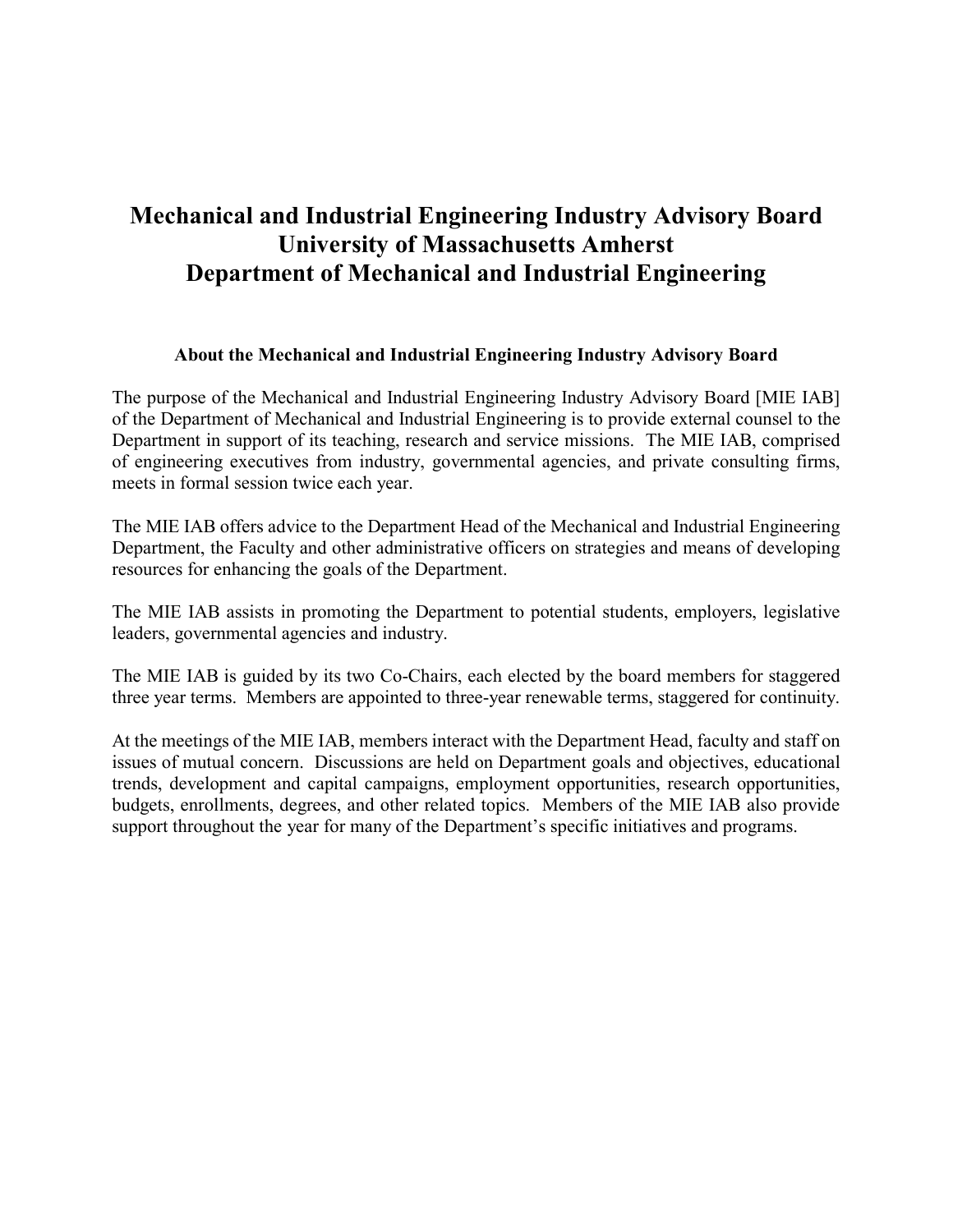# Mechanical and Industrial Engineering Industry Advisory Board
# University of Massachusetts Amherst
# Department of Mechanical and Industrial Engineering

### About the Mechanical and Industrial Engineering Industry Advisory Board

The purpose of the Mechanical and Industrial Engineering Industry Advisory Board [MIE IAB] of the Department of Mechanical and Industrial Engineering is to provide external counsel to the Department in support of its teaching, research and service missions. The MIE IAB, comprised of engineering executives from industry, governmental agencies, and private consulting firms, meets in formal session twice each year.

The MIE IAB offers advice to the Department Head of the Mechanical and Industrial Engineering Department, the Faculty and other administrative officers on strategies and means of developing resources for enhancing the goals of the Department.

The MIE IAB assists in promoting the Department to potential students, employers, legislative leaders, governmental agencies and industry.

The MIE IAB is guided by its two Co-Chairs, each elected by the board members for staggered three year terms. Members are appointed to three-year renewable terms, staggered for continuity.

At the meetings of the MIE IAB, members interact with the Department Head, faculty and staff on issues of mutual concern. Discussions are held on Department goals and objectives, educational trends, development and capital campaigns, employment opportunities, research opportunities, budgets, enrollments, degrees, and other related topics. Members of the MIE IAB also provide support throughout the year for many of the Department's specific initiatives and programs.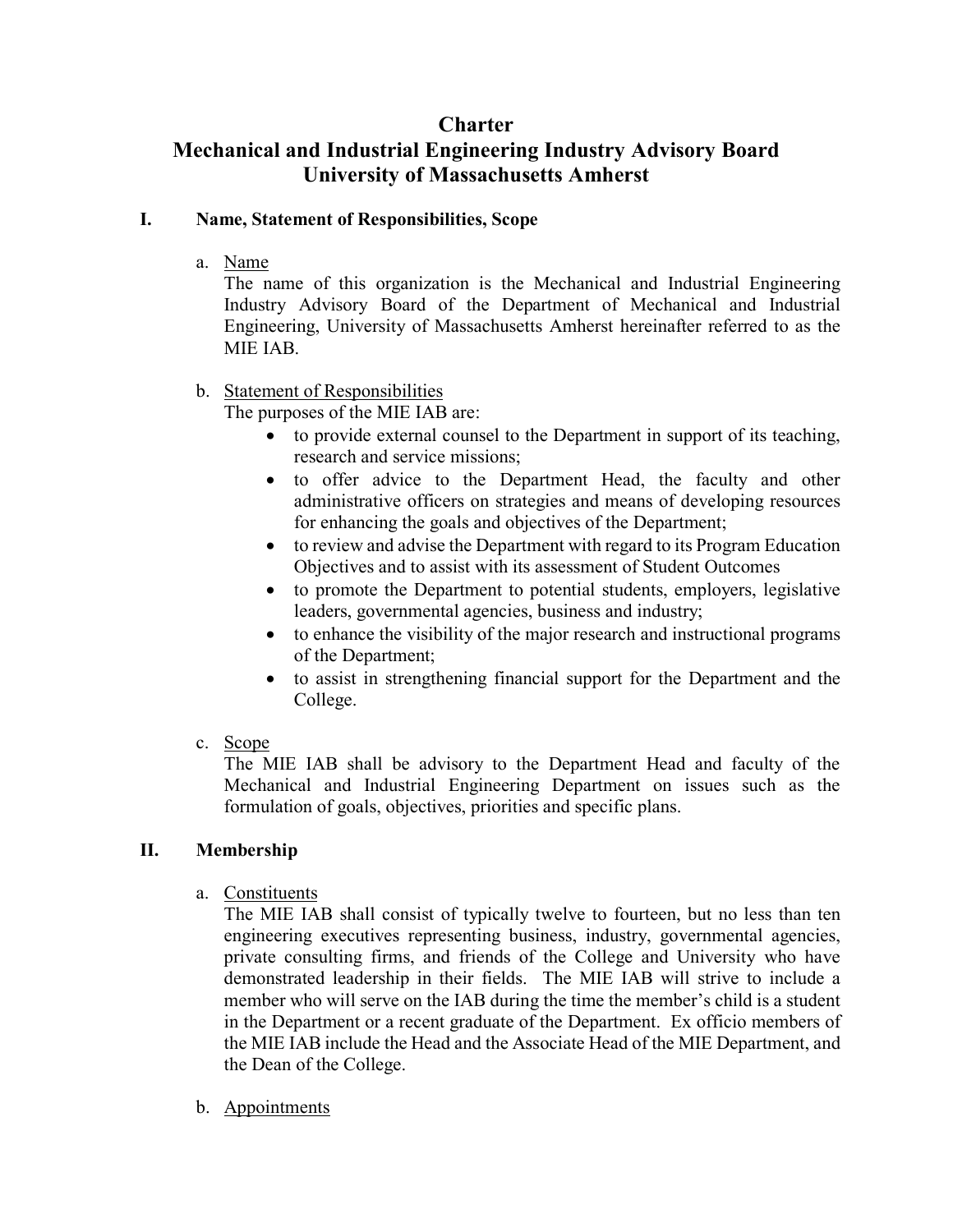# Charter
# Mechanical and Industrial Engineering Industry Advisory Board
# University of Massachusetts Amherst

## I. Name, Statement of Responsibilities, Scope

a. Name

The name of this organization is the Mechanical and Industrial Engineering Industry Advisory Board of the Department of Mechanical and Industrial Engineering, University of Massachusetts Amherst hereinafter referred to as the MIE IAB.

b. Statement of Responsibilities

The purposes of the MIE IAB are:

- to provide external counsel to the Department in support of its teaching, research and service missions;
- to offer advice to the Department Head, the faculty and other administrative officers on strategies and means of developing resources for enhancing the goals and objectives of the Department;
- to review and advise the Department with regard to its Program Education Objectives and to assist with its assessment of Student Outcomes
- to promote the Department to potential students, employers, legislative leaders, governmental agencies, business and industry;
- to enhance the visibility of the major research and instructional programs of the Department;
- to assist in strengthening financial support for the Department and the College.

c. Scope

The MIE IAB shall be advisory to the Department Head and faculty of the Mechanical and Industrial Engineering Department on issues such as the formulation of goals, objectives, priorities and specific plans.

## II. Membership

a. Constituents

The MIE IAB shall consist of typically twelve to fourteen, but no less than ten engineering executives representing business, industry, governmental agencies, private consulting firms, and friends of the College and University who have demonstrated leadership in their fields. The MIE IAB will strive to include a member who will serve on the IAB during the time the member's child is a student in the Department or a recent graduate of the Department. Ex officio members of the MIE IAB include the Head and the Associate Head of the MIE Department, and the Dean of the College.

b. Appointments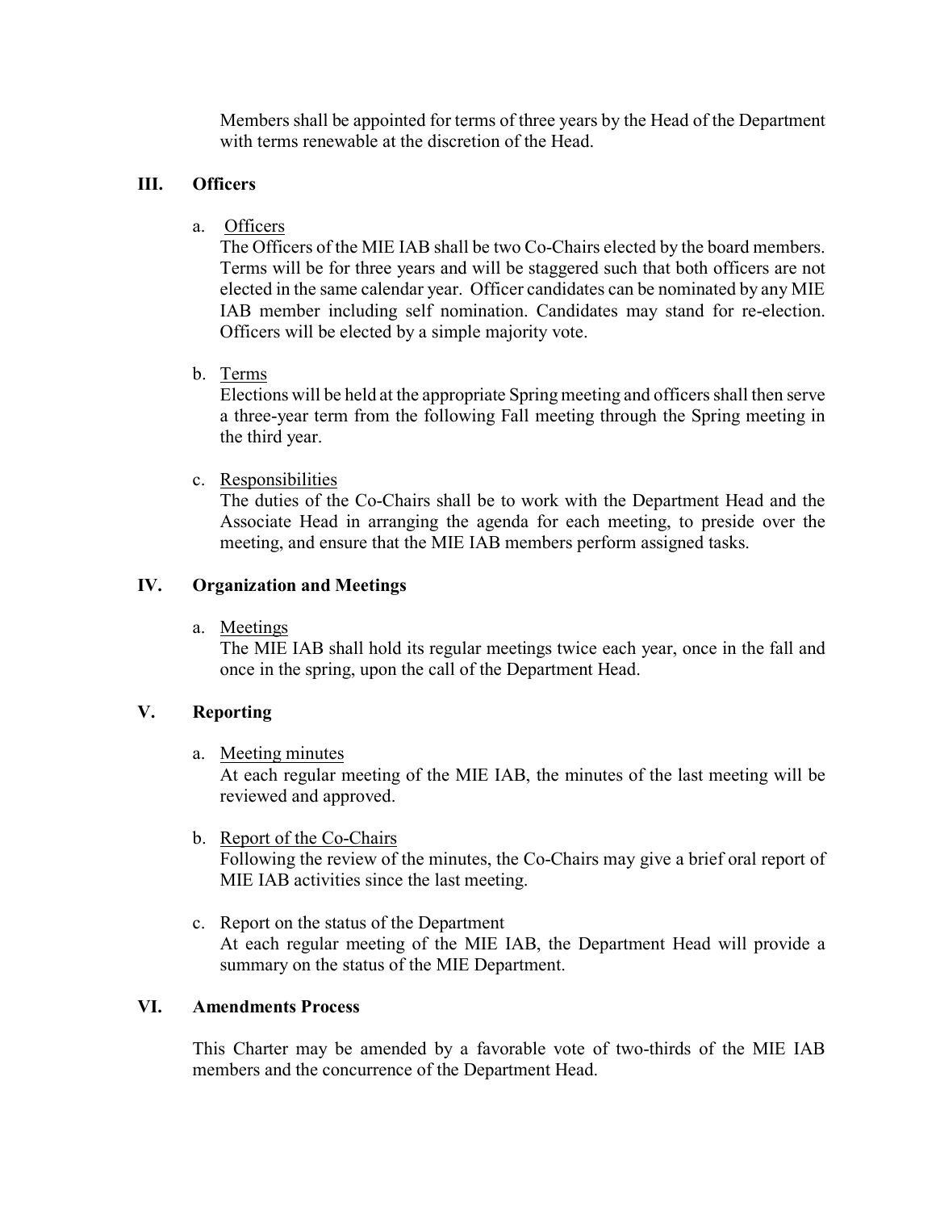Members shall be appointed for terms of three years by the Head of the Department with terms renewable at the discretion of the Head.

## III. Officers

a. <u>Officers</u>
The Officers of the MIE IAB shall be two Co-Chairs elected by the board members. Terms will be for three years and will be staggered such that both officers are not elected in the same calendar year. Officer candidates can be nominated by any MIE IAB member including self nomination. Candidates may stand for re-election. Officers will be elected by a simple majority vote.

b. <u>Terms</u>
Elections will be held at the appropriate Spring meeting and officers shall then serve a three-year term from the following Fall meeting through the Spring meeting in the third year.

c. <u>Responsibilities</u>
The duties of the Co-Chairs shall be to work with the Department Head and the Associate Head in arranging the agenda for each meeting, to preside over the meeting, and ensure that the MIE IAB members perform assigned tasks.

## IV. Organization and Meetings

a. <u>Meetings</u>
The MIE IAB shall hold its regular meetings twice each year, once in the fall and once in the spring, upon the call of the Department Head.

## V. Reporting

a. <u>Meeting minutes</u>
At each regular meeting of the MIE IAB, the minutes of the last meeting will be reviewed and approved.

b. <u>Report of the Co-Chairs</u>
Following the review of the minutes, the Co-Chairs may give a brief oral report of MIE IAB activities since the last meeting.

c. Report on the status of the Department
At each regular meeting of the MIE IAB, the Department Head will provide a summary on the status of the MIE Department.

## VI. Amendments Process

This Charter may be amended by a favorable vote of two-thirds of the MIE IAB members and the concurrence of the Department Head.